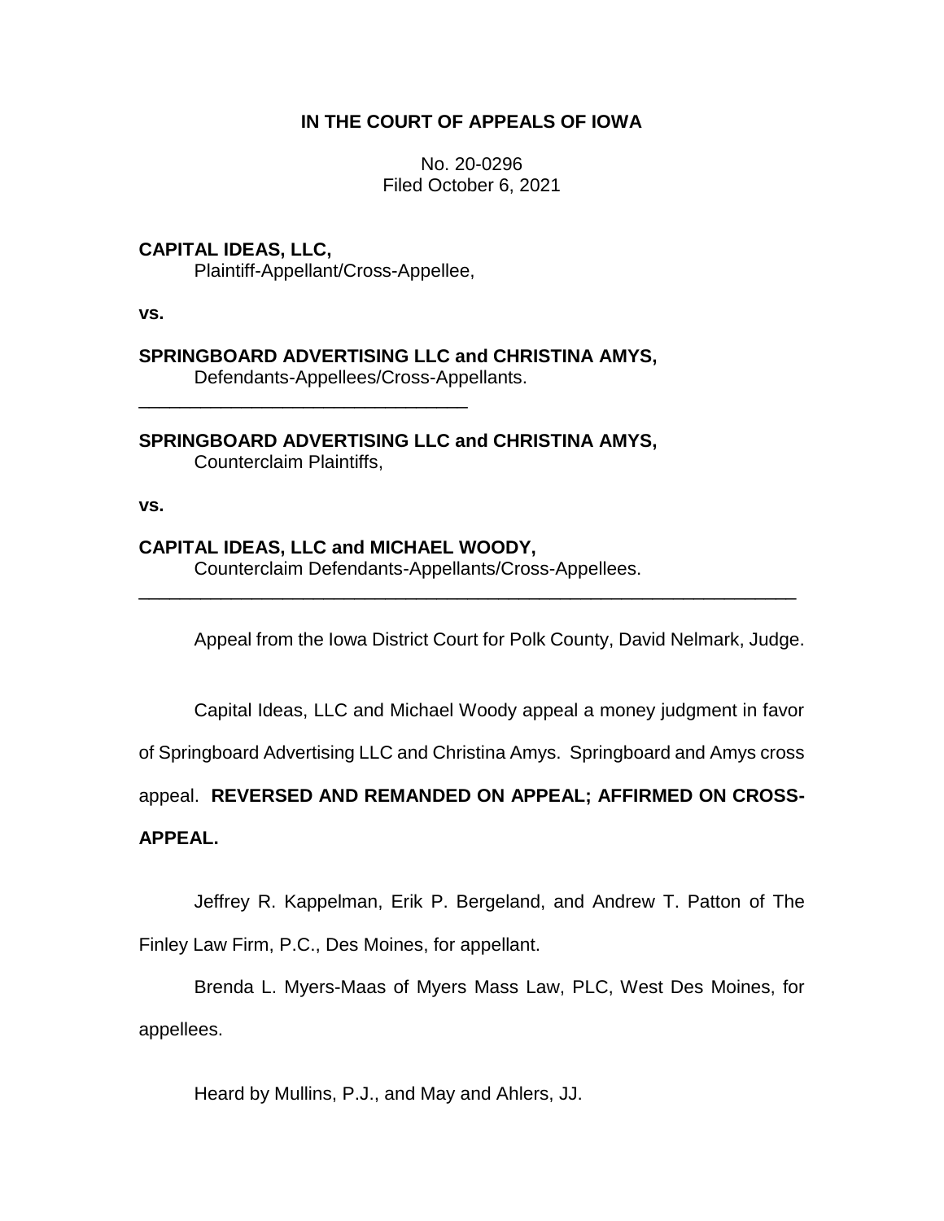**IN THE COURT OF APPEALS OF IOWA**

No. 20-0296
Filed October 6, 2021

**CAPITAL IDEAS, LLC,**
Plaintiff-Appellant/Cross-Appellee,

**vs.**

**SPRINGBOARD ADVERTISING LLC and CHRISTINA AMYS,**
Defendants-Appellees/Cross-Appellants.

________________________________

**SPRINGBOARD ADVERTISING LLC and CHRISTINA AMYS,**
Counterclaim Plaintiffs,

**vs.**

**CAPITAL IDEAS, LLC and MICHAEL WOODY,**
Counterclaim Defendants-Appellants/Cross-Appellees.

________________________________________________________________

Appeal from the Iowa District Court for Polk County, David Nelmark, Judge.

Capital Ideas, LLC and Michael Woody appeal a money judgment in favor of Springboard Advertising LLC and Christina Amys. Springboard and Amys cross appeal. **REVERSED AND REMANDED ON APPEAL; AFFIRMED ON CROSS-APPEAL.**

Jeffrey R. Kappelman, Erik P. Bergeland, and Andrew T. Patton of The Finley Law Firm, P.C., Des Moines, for appellant.

Brenda L. Myers-Maas of Myers Mass Law, PLC, West Des Moines, for appellees.

Heard by Mullins, P.J., and May and Ahlers, JJ.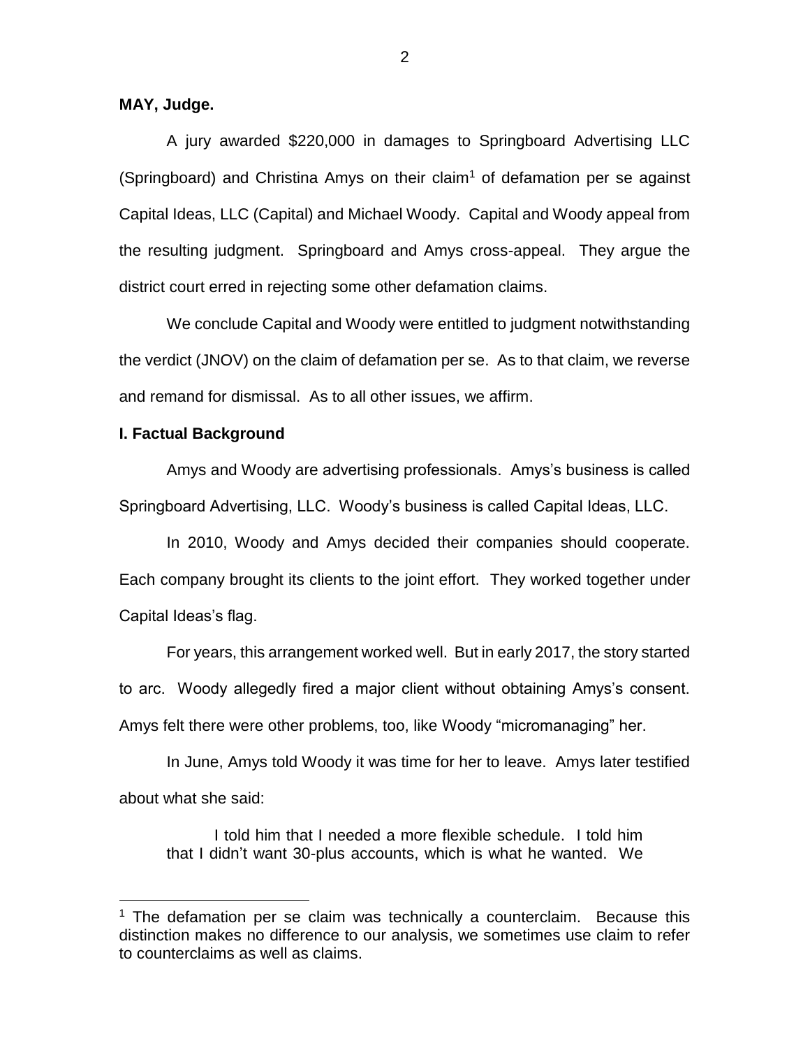**MAY, Judge.**

A jury awarded $220,000 in damages to Springboard Advertising LLC (Springboard) and Christina Amys on their claim[1] of defamation per se against Capital Ideas, LLC (Capital) and Michael Woody. Capital and Woody appeal from the resulting judgment. Springboard and Amys cross-appeal. They argue the district court erred in rejecting some other defamation claims.

We conclude Capital and Woody were entitled to judgment notwithstanding the verdict (JNOV) on the claim of defamation per se. As to that claim, we reverse and remand for dismissal. As to all other issues, we affirm.

**I. Factual Background**

Amys and Woody are advertising professionals. Amys's business is called Springboard Advertising, LLC. Woody's business is called Capital Ideas, LLC.

In 2010, Woody and Amys decided their companies should cooperate. Each company brought its clients to the joint effort. They worked together under Capital Ideas's flag.

For years, this arrangement worked well. But in early 2017, the story started to arc. Woody allegedly fired a major client without obtaining Amys's consent. Amys felt there were other problems, too, like Woody "micromanaging" her.

In June, Amys told Woody it was time for her to leave. Amys later testified about what she said:

> I told him that I needed a more flexible schedule. I told him that I didn't want 30-plus accounts, which is what he wanted. We

[1] The defamation per se claim was technically a counterclaim. Because this distinction makes no difference to our analysis, we sometimes use claim to refer to counterclaims as well as claims.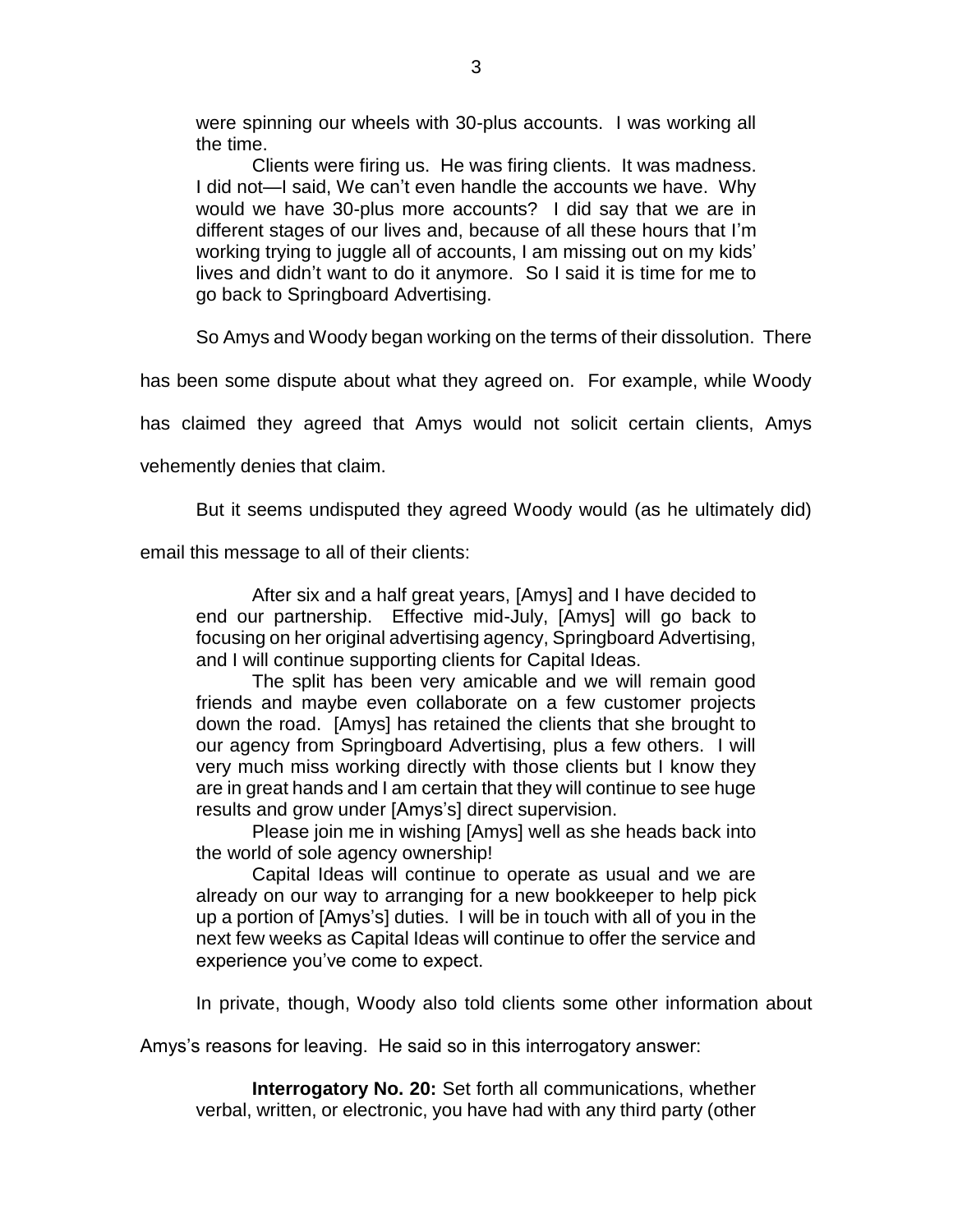> were spinning our wheels with 30-plus accounts. I was working all the time.
>
> Clients were firing us. He was firing clients. It was madness. I did not—I said, We can't even handle the accounts we have. Why would we have 30-plus more accounts? I did say that we are in different stages of our lives and, because of all these hours that I'm working trying to juggle all of accounts, I am missing out on my kids' lives and didn't want to do it anymore. So I said it is time for me to go back to Springboard Advertising.

So Amys and Woody began working on the terms of their dissolution. There has been some dispute about what they agreed on. For example, while Woody has claimed they agreed that Amys would not solicit certain clients, Amys vehemently denies that claim.

But it seems undisputed they agreed Woody would (as he ultimately did) email this message to all of their clients:

> After six and a half great years, [Amys] and I have decided to end our partnership. Effective mid-July, [Amys] will go back to focusing on her original advertising agency, Springboard Advertising, and I will continue supporting clients for Capital Ideas.
>
> The split has been very amicable and we will remain good friends and maybe even collaborate on a few customer projects down the road. [Amys] has retained the clients that she brought to our agency from Springboard Advertising, plus a few others. I will very much miss working directly with those clients but I know they are in great hands and I am certain that they will continue to see huge results and grow under [Amys's] direct supervision.
>
> Please join me in wishing [Amys] well as she heads back into the world of sole agency ownership!
>
> Capital Ideas will continue to operate as usual and we are already on our way to arranging for a new bookkeeper to help pick up a portion of [Amys's] duties. I will be in touch with all of you in the next few weeks as Capital Ideas will continue to offer the service and experience you've come to expect.

In private, though, Woody also told clients some other information about Amys's reasons for leaving. He said so in this interrogatory answer:

> **Interrogatory No. 20:** Set forth all communications, whether verbal, written, or electronic, you have had with any third party (other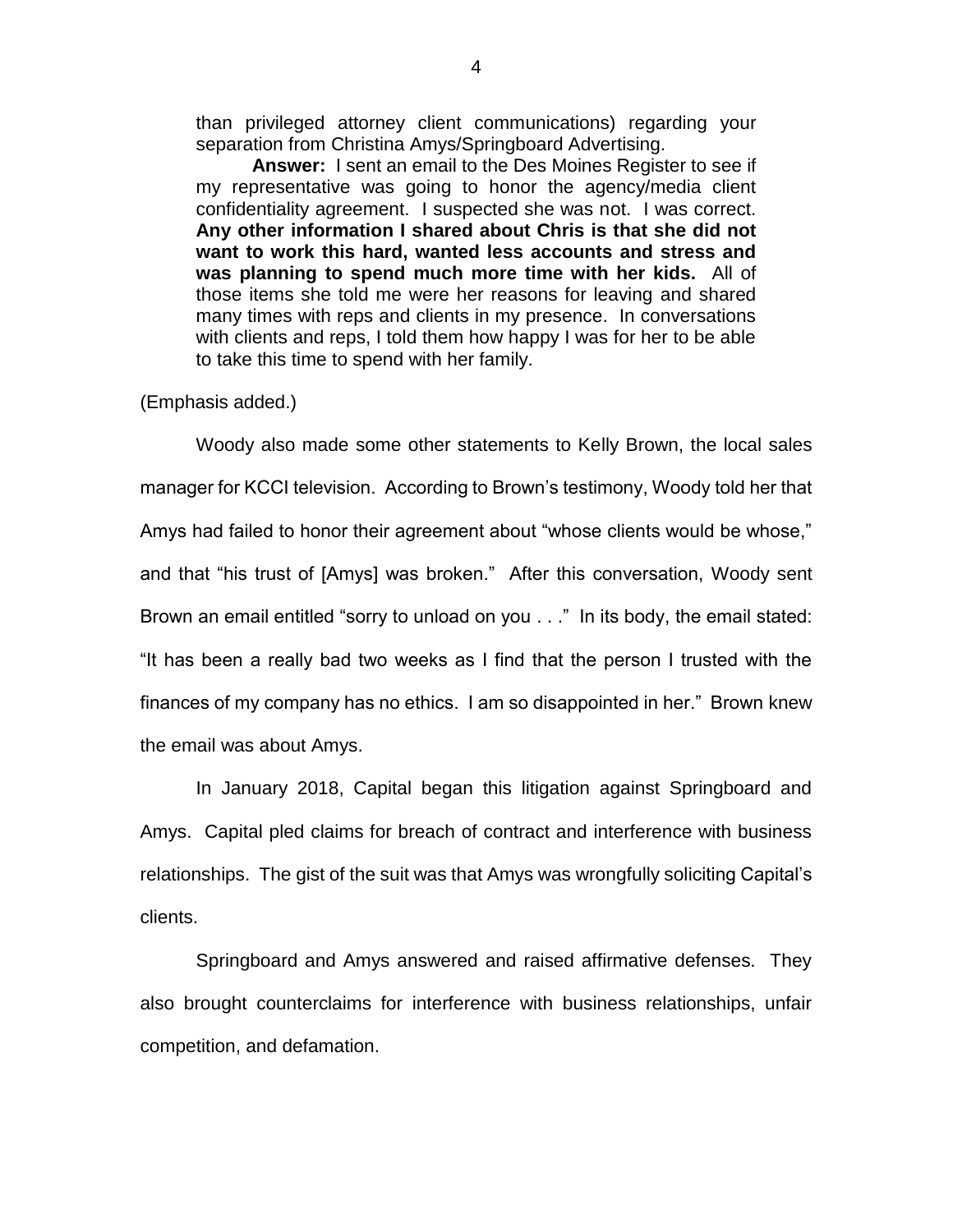> than privileged attorney client communications) regarding your separation from Christina Amys/Springboard Advertising.
>
> **Answer:** I sent an email to the Des Moines Register to see if my representative was going to honor the agency/media client confidentiality agreement. I suspected she was not. I was correct. **Any other information I shared about Chris is that she did not want to work this hard, wanted less accounts and stress and was planning to spend much more time with her kids.** All of those items she told me were her reasons for leaving and shared many times with reps and clients in my presence. In conversations with clients and reps, I told them how happy I was for her to be able to take this time to spend with her family.

(Emphasis added.)

Woody also made some other statements to Kelly Brown, the local sales manager for KCCI television. According to Brown's testimony, Woody told her that Amys had failed to honor their agreement about "whose clients would be whose," and that "his trust of [Amys] was broken." After this conversation, Woody sent Brown an email entitled "sorry to unload on you . . ." In its body, the email stated: "It has been a really bad two weeks as I find that the person I trusted with the finances of my company has no ethics. I am so disappointed in her." Brown knew the email was about Amys.

In January 2018, Capital began this litigation against Springboard and Amys. Capital pled claims for breach of contract and interference with business relationships. The gist of the suit was that Amys was wrongfully soliciting Capital's clients.

Springboard and Amys answered and raised affirmative defenses. They also brought counterclaims for interference with business relationships, unfair competition, and defamation.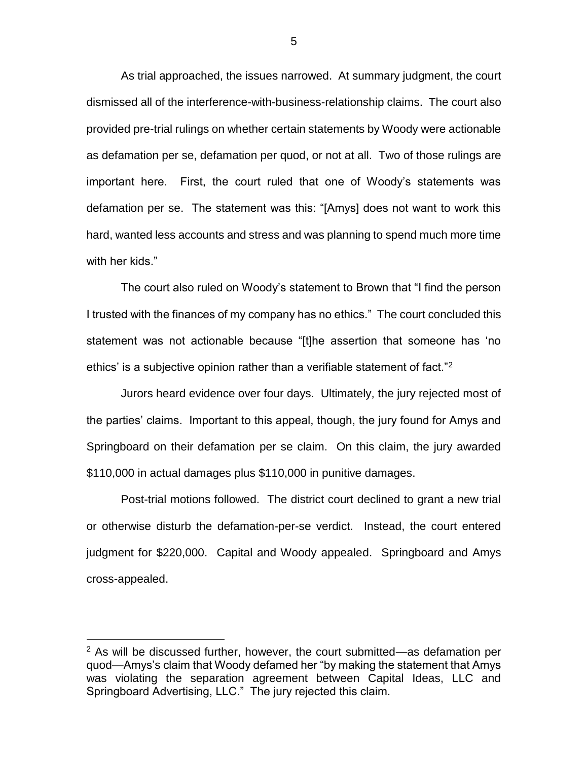As trial approached, the issues narrowed. At summary judgment, the court dismissed all of the interference-with-business-relationship claims. The court also provided pre-trial rulings on whether certain statements by Woody were actionable as defamation per se, defamation per quod, or not at all. Two of those rulings are important here. First, the court ruled that one of Woody's statements was defamation per se. The statement was this: "[Amys] does not want to work this hard, wanted less accounts and stress and was planning to spend much more time with her kids."

The court also ruled on Woody's statement to Brown that "I find the person I trusted with the finances of my company has no ethics." The court concluded this statement was not actionable because "[t]he assertion that someone has 'no ethics' is a subjective opinion rather than a verifiable statement of fact."[2]

Jurors heard evidence over four days. Ultimately, the jury rejected most of the parties' claims. Important to this appeal, though, the jury found for Amys and Springboard on their defamation per se claim. On this claim, the jury awarded $110,000 in actual damages plus $110,000 in punitive damages.

Post-trial motions followed. The district court declined to grant a new trial or otherwise disturb the defamation-per-se verdict. Instead, the court entered judgment for $220,000. Capital and Woody appealed. Springboard and Amys cross-appealed.

[2] As will be discussed further, however, the court submitted—as defamation per quod—Amys's claim that Woody defamed her "by making the statement that Amys was violating the separation agreement between Capital Ideas, LLC and Springboard Advertising, LLC." The jury rejected this claim.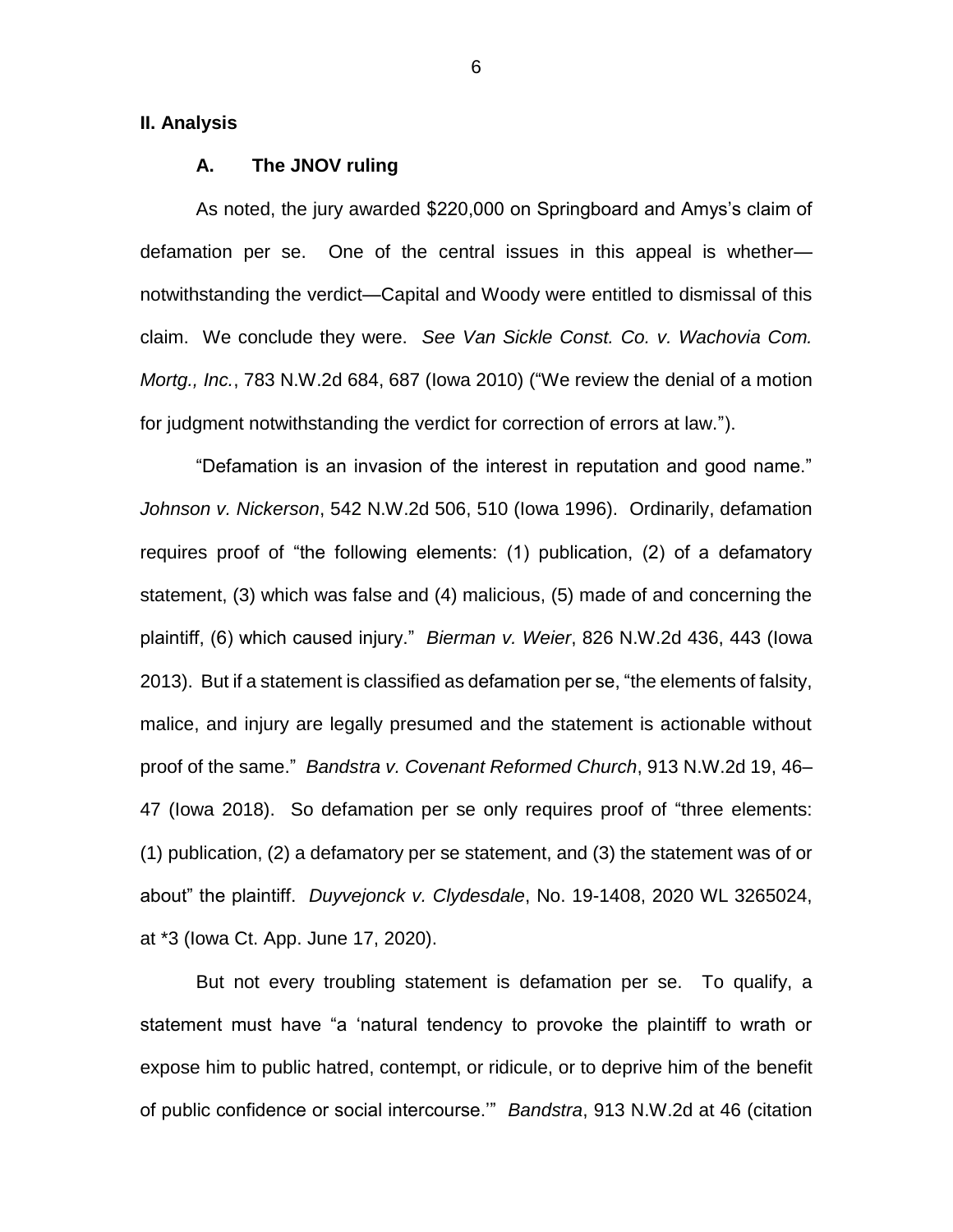## II. Analysis

### A. The JNOV ruling

As noted, the jury awarded $220,000 on Springboard and Amys's claim of defamation per se. One of the central issues in this appeal is whether—notwithstanding the verdict—Capital and Woody were entitled to dismissal of this claim. We conclude they were. *See Van Sickle Const. Co. v. Wachovia Com. Mortg., Inc.*, 783 N.W.2d 684, 687 (Iowa 2010) ("We review the denial of a motion for judgment notwithstanding the verdict for correction of errors at law.").

"Defamation is an invasion of the interest in reputation and good name." *Johnson v. Nickerson*, 542 N.W.2d 506, 510 (Iowa 1996). Ordinarily, defamation requires proof of "the following elements: (1) publication, (2) of a defamatory statement, (3) which was false and (4) malicious, (5) made of and concerning the plaintiff, (6) which caused injury." *Bierman v. Weier*, 826 N.W.2d 436, 443 (Iowa 2013). But if a statement is classified as defamation per se, "the elements of falsity, malice, and injury are legally presumed and the statement is actionable without proof of the same." *Bandstra v. Covenant Reformed Church*, 913 N.W.2d 19, 46–47 (Iowa 2018). So defamation per se only requires proof of "three elements: (1) publication, (2) a defamatory per se statement, and (3) the statement was of or about" the plaintiff. *Duyvejonck v. Clydesdale*, No. 19-1408, 2020 WL 3265024, at *3 (Iowa Ct. App. June 17, 2020).

But not every troubling statement is defamation per se. To qualify, a statement must have "a 'natural tendency to provoke the plaintiff to wrath or expose him to public hatred, contempt, or ridicule, or to deprive him of the benefit of public confidence or social intercourse.'" *Bandstra*, 913 N.W.2d at 46 (citation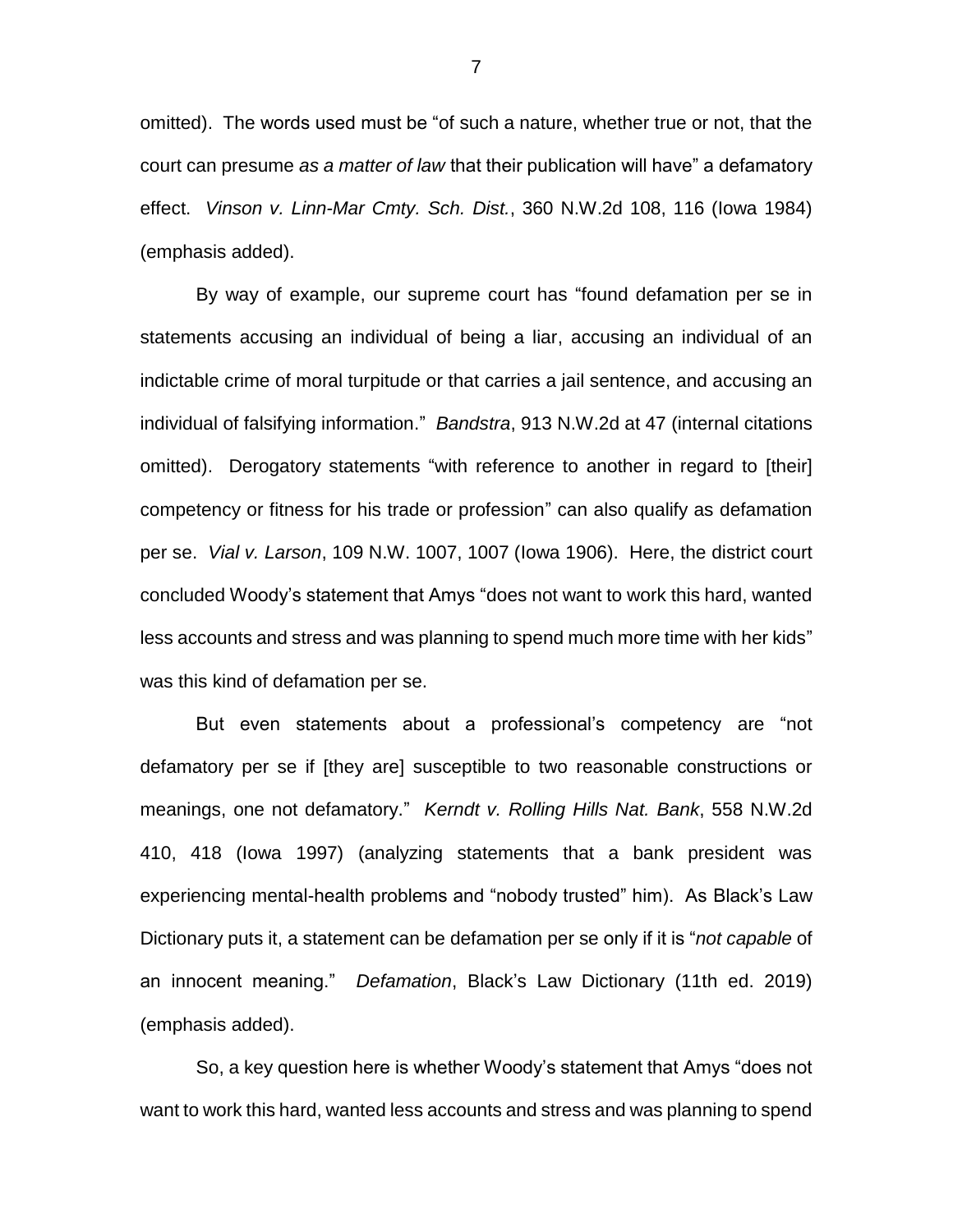omitted). The words used must be "of such a nature, whether true or not, that the court can presume *as a matter of law* that their publication will have" a defamatory effect. *Vinson v. Linn-Mar Cmty. Sch. Dist.*, 360 N.W.2d 108, 116 (Iowa 1984) (emphasis added).

By way of example, our supreme court has "found defamation per se in statements accusing an individual of being a liar, accusing an individual of an indictable crime of moral turpitude or that carries a jail sentence, and accusing an individual of falsifying information." *Bandstra*, 913 N.W.2d at 47 (internal citations omitted). Derogatory statements "with reference to another in regard to [their] competency or fitness for his trade or profession" can also qualify as defamation per se. *Vial v. Larson*, 109 N.W. 1007, 1007 (Iowa 1906). Here, the district court concluded Woody's statement that Amys "does not want to work this hard, wanted less accounts and stress and was planning to spend much more time with her kids" was this kind of defamation per se.

But even statements about a professional's competency are "not defamatory per se if [they are] susceptible to two reasonable constructions or meanings, one not defamatory." *Kerndt v. Rolling Hills Nat. Bank*, 558 N.W.2d 410, 418 (Iowa 1997) (analyzing statements that a bank president was experiencing mental-health problems and "nobody trusted" him). As Black's Law Dictionary puts it, a statement can be defamation per se only if it is "*not capable* of an innocent meaning." *Defamation*, Black's Law Dictionary (11th ed. 2019) (emphasis added).

So, a key question here is whether Woody's statement that Amys "does not want to work this hard, wanted less accounts and stress and was planning to spend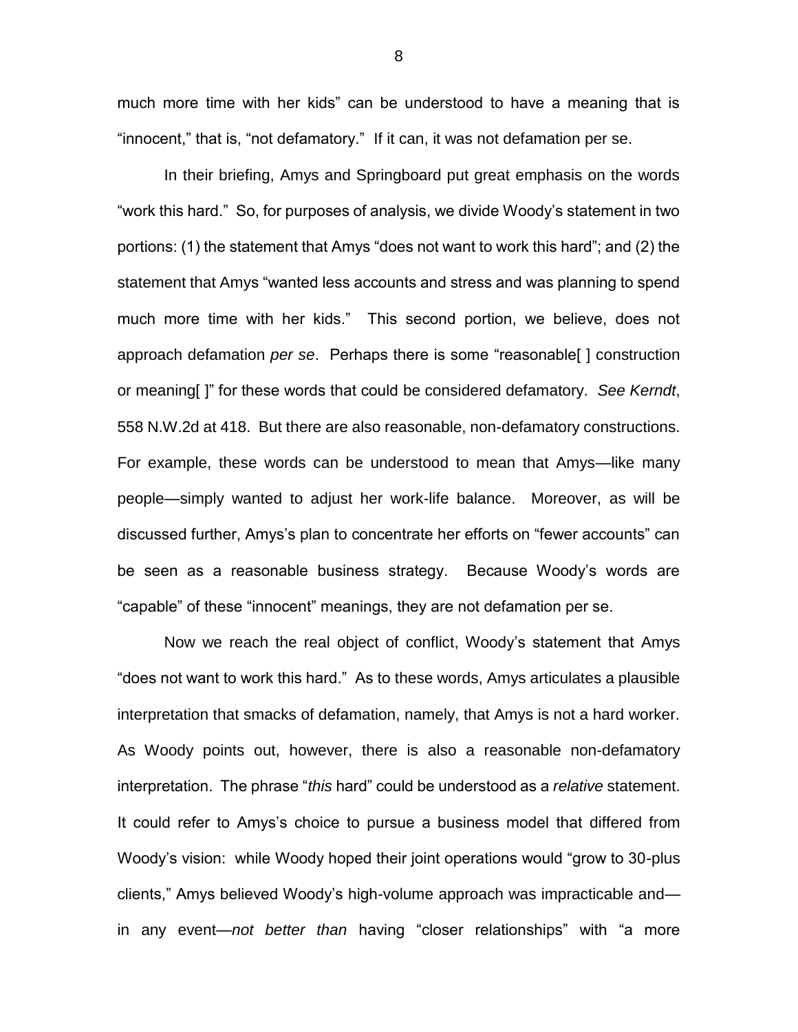much more time with her kids" can be understood to have a meaning that is "innocent," that is, "not defamatory." If it can, it was not defamation per se.

In their briefing, Amys and Springboard put great emphasis on the words "work this hard." So, for purposes of analysis, we divide Woody's statement in two portions: (1) the statement that Amys "does not want to work this hard"; and (2) the statement that Amys "wanted less accounts and stress and was planning to spend much more time with her kids." This second portion, we believe, does not approach defamation *per se*. Perhaps there is some "reasonable[ ] construction or meaning[ ]" for these words that could be considered defamatory. *See Kerndt*, 558 N.W.2d at 418. But there are also reasonable, non-defamatory constructions. For example, these words can be understood to mean that Amys—like many people—simply wanted to adjust her work-life balance. Moreover, as will be discussed further, Amys's plan to concentrate her efforts on "fewer accounts" can be seen as a reasonable business strategy. Because Woody's words are "capable" of these "innocent" meanings, they are not defamation per se.

Now we reach the real object of conflict, Woody's statement that Amys "does not want to work this hard." As to these words, Amys articulates a plausible interpretation that smacks of defamation, namely, that Amys is not a hard worker. As Woody points out, however, there is also a reasonable non-defamatory interpretation. The phrase "*this* hard" could be understood as a *relative* statement. It could refer to Amys's choice to pursue a business model that differed from Woody's vision: while Woody hoped their joint operations would "grow to 30-plus clients," Amys believed Woody's high-volume approach was impracticable and—in any event—*not better than* having "closer relationships" with "a more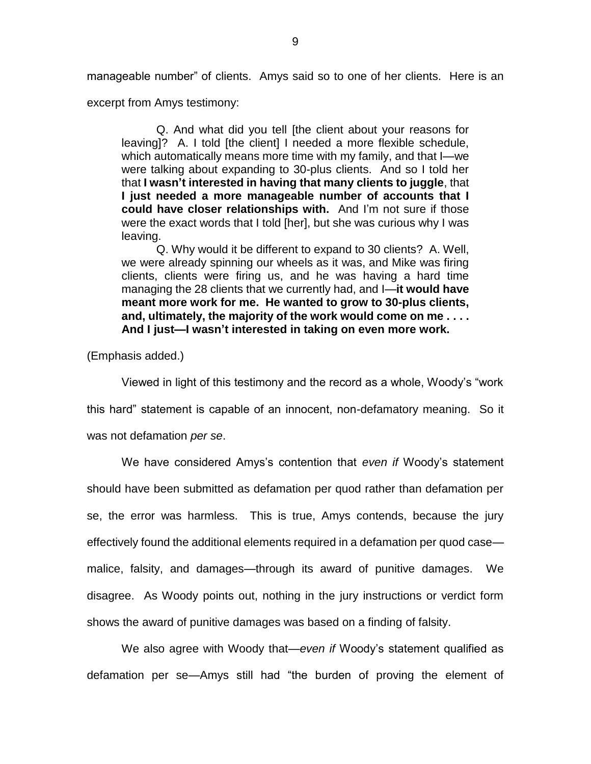manageable number" of clients. Amys said so to one of her clients. Here is an excerpt from Amys testimony:

> Q. And what did you tell [the client about your reasons for leaving]? A. I told [the client] I needed a more flexible schedule, which automatically means more time with my family, and that I—we were talking about expanding to 30-plus clients. And so I told her that **I wasn't interested in having that many clients to juggle**, that **I just needed a more manageable number of accounts that I could have closer relationships with.** And I'm not sure if those were the exact words that I told [her], but she was curious why I was leaving.
>
> Q. Why would it be different to expand to 30 clients? A. Well, we were already spinning our wheels as it was, and Mike was firing clients, clients were firing us, and he was having a hard time managing the 28 clients that we currently had, and I—**it would have meant more work for me. He wanted to grow to 30-plus clients, and, ultimately, the majority of the work would come on me . . . . And I just—I wasn't interested in taking on even more work.**

(Emphasis added.)

Viewed in light of this testimony and the record as a whole, Woody's "work this hard" statement is capable of an innocent, non-defamatory meaning. So it was not defamation *per se*.

We have considered Amys's contention that *even if* Woody's statement should have been submitted as defamation per quod rather than defamation per se, the error was harmless. This is true, Amys contends, because the jury effectively found the additional elements required in a defamation per quod case—malice, falsity, and damages—through its award of punitive damages. We disagree. As Woody points out, nothing in the jury instructions or verdict form shows the award of punitive damages was based on a finding of falsity.

We also agree with Woody that—*even if* Woody's statement qualified as defamation per se—Amys still had "the burden of proving the element of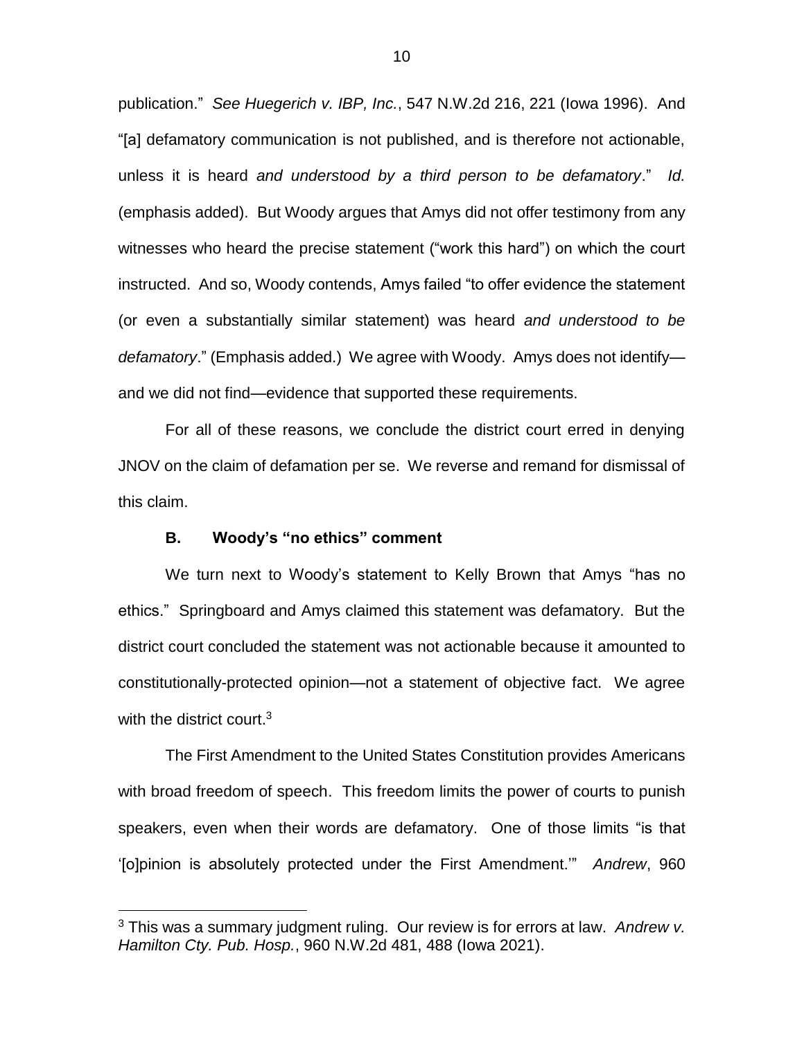publication." *See Huegerich v. IBP, Inc.*, 547 N.W.2d 216, 221 (Iowa 1996). And "[a] defamatory communication is not published, and is therefore not actionable, unless it is heard *and understood by a third person to be defamatory*." *Id.* (emphasis added). But Woody argues that Amys did not offer testimony from any witnesses who heard the precise statement ("work this hard") on which the court instructed. And so, Woody contends, Amys failed "to offer evidence the statement (or even a substantially similar statement) was heard *and understood to be defamatory*." (Emphasis added.) We agree with Woody. Amys does not identify—and we did not find—evidence that supported these requirements.

For all of these reasons, we conclude the district court erred in denying JNOV on the claim of defamation per se. We reverse and remand for dismissal of this claim.

### B. Woody's "no ethics" comment

We turn next to Woody's statement to Kelly Brown that Amys "has no ethics." Springboard and Amys claimed this statement was defamatory. But the district court concluded the statement was not actionable because it amounted to constitutionally-protected opinion—not a statement of objective fact. We agree with the district court.[3]

The First Amendment to the United States Constitution provides Americans with broad freedom of speech. This freedom limits the power of courts to punish speakers, even when their words are defamatory. One of those limits "is that '[o]pinion is absolutely protected under the First Amendment.'" *Andrew*, 960

---

[3] This was a summary judgment ruling. Our review is for errors at law. *Andrew v. Hamilton Cty. Pub. Hosp.*, 960 N.W.2d 481, 488 (Iowa 2021).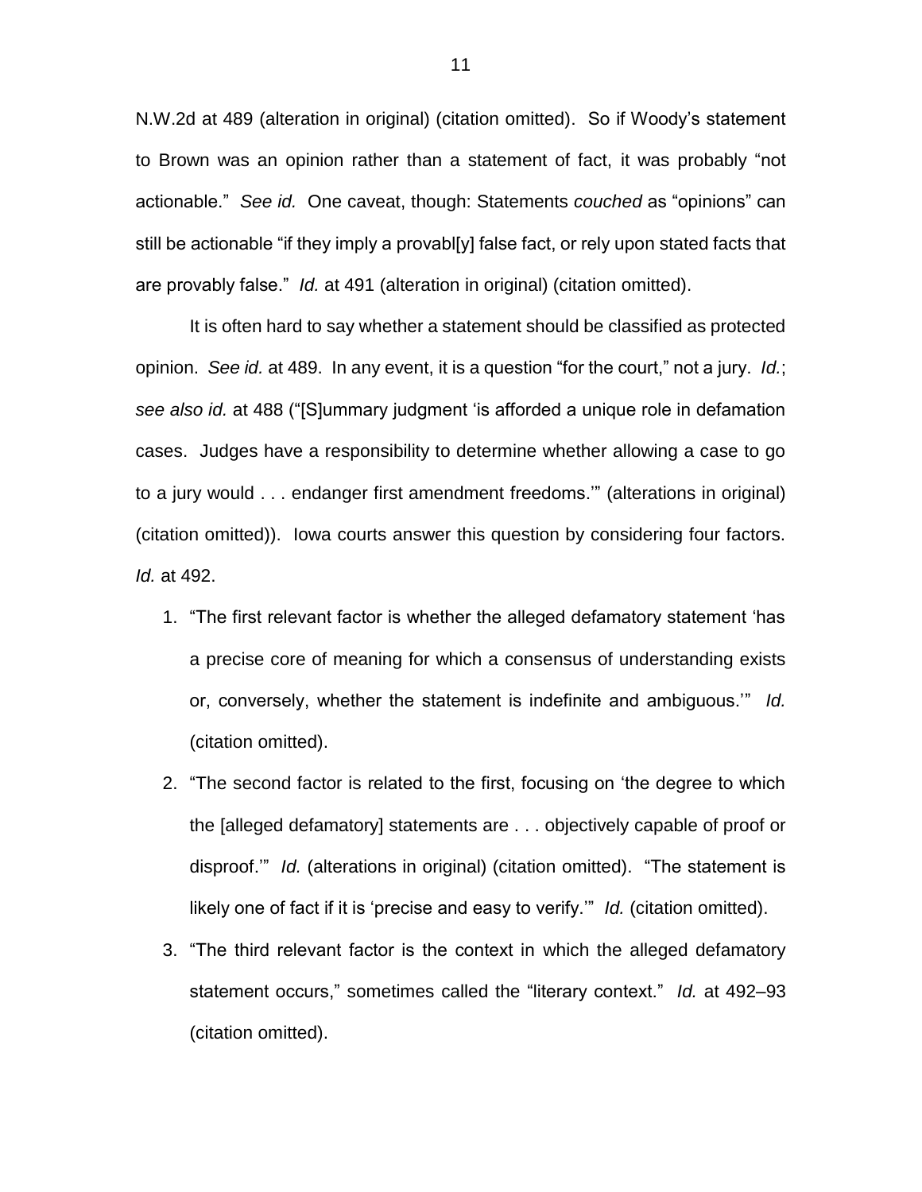N.W.2d at 489 (alteration in original) (citation omitted). So if Woody's statement to Brown was an opinion rather than a statement of fact, it was probably "not actionable." *See id.* One caveat, though: Statements *couched* as "opinions" can still be actionable "if they imply a provabl[y] false fact, or rely upon stated facts that are provably false." *Id.* at 491 (alteration in original) (citation omitted).

It is often hard to say whether a statement should be classified as protected opinion. *See id.* at 489. In any event, it is a question "for the court," not a jury. *Id.*; *see also id.* at 488 ("[S]ummary judgment 'is afforded a unique role in defamation cases. Judges have a responsibility to determine whether allowing a case to go to a jury would . . . endanger first amendment freedoms.'" (alterations in original) (citation omitted)). Iowa courts answer this question by considering four factors. *Id.* at 492.

1. "The first relevant factor is whether the alleged defamatory statement 'has a precise core of meaning for which a consensus of understanding exists or, conversely, whether the statement is indefinite and ambiguous.'" *Id.* (citation omitted).
2. "The second factor is related to the first, focusing on 'the degree to which the [alleged defamatory] statements are . . . objectively capable of proof or disproof.'" *Id.* (alterations in original) (citation omitted). "The statement is likely one of fact if it is 'precise and easy to verify.'" *Id.* (citation omitted).
3. "The third relevant factor is the context in which the alleged defamatory statement occurs," sometimes called the "literary context." *Id.* at 492–93 (citation omitted).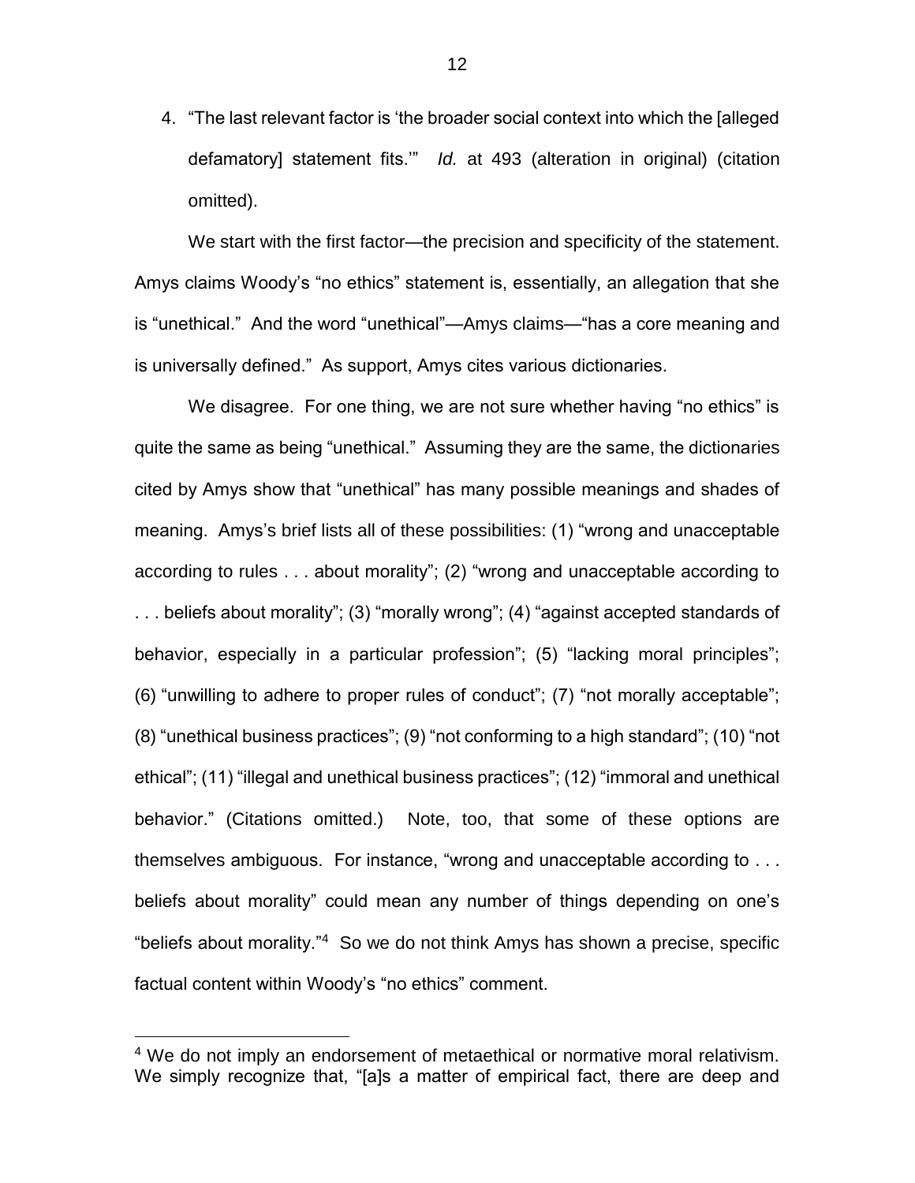4. "The last relevant factor is 'the broader social context into which the [alleged defamatory] statement fits.'" *Id.* at 493 (alteration in original) (citation omitted).

We start with the first factor—the precision and specificity of the statement. Amys claims Woody's "no ethics" statement is, essentially, an allegation that she is "unethical." And the word "unethical"—Amys claims—"has a core meaning and is universally defined." As support, Amys cites various dictionaries.

We disagree. For one thing, we are not sure whether having "no ethics" is quite the same as being "unethical." Assuming they are the same, the dictionaries cited by Amys show that "unethical" has many possible meanings and shades of meaning. Amys's brief lists all of these possibilities: (1) "wrong and unacceptable according to rules . . . about morality"; (2) "wrong and unacceptable according to . . . beliefs about morality"; (3) "morally wrong"; (4) "against accepted standards of behavior, especially in a particular profession"; (5) "lacking moral principles"; (6) "unwilling to adhere to proper rules of conduct"; (7) "not morally acceptable"; (8) "unethical business practices"; (9) "not conforming to a high standard"; (10) "not ethical"; (11) "illegal and unethical business practices"; (12) "immoral and unethical behavior." (Citations omitted.) Note, too, that some of these options are themselves ambiguous. For instance, "wrong and unacceptable according to . . . beliefs about morality" could mean any number of things depending on one's "beliefs about morality."[4] So we do not think Amys has shown a precise, specific factual content within Woody's "no ethics" comment.

---

[4] We do not imply an endorsement of metaethical or normative moral relativism. We simply recognize that, "[a]s a matter of empirical fact, there are deep and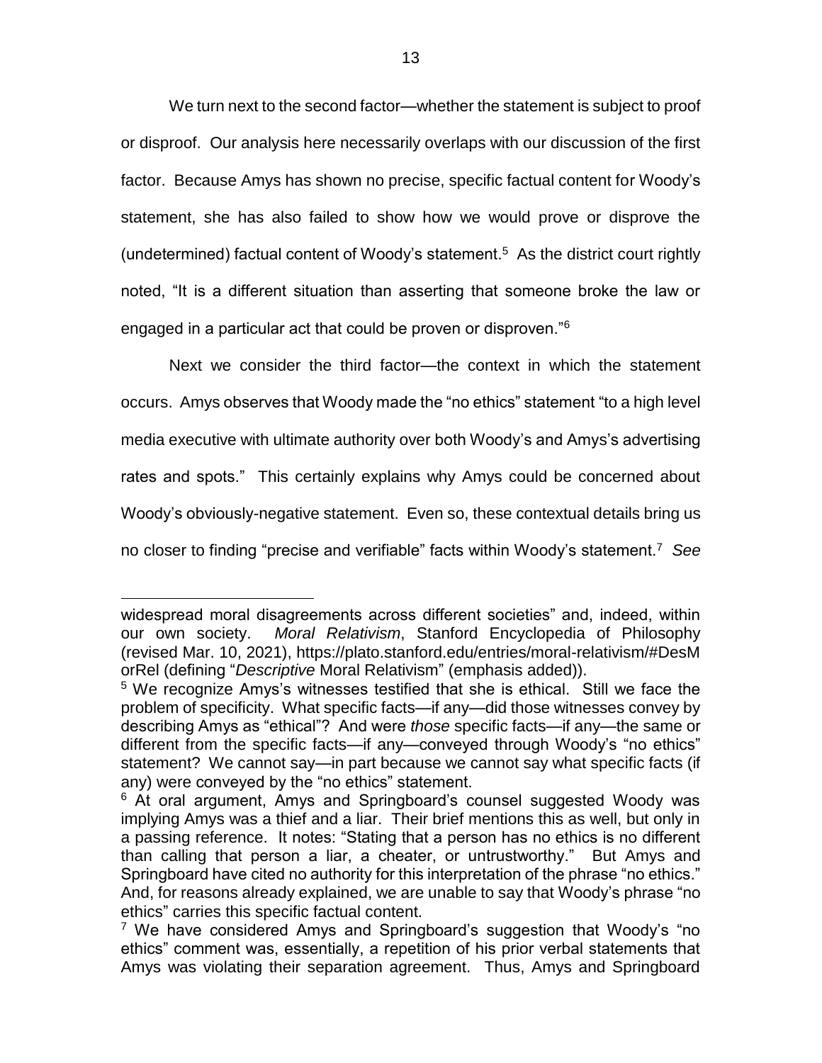We turn next to the second factor—whether the statement is subject to proof or disproof. Our analysis here necessarily overlaps with our discussion of the first factor. Because Amys has shown no precise, specific factual content for Woody's statement, she has also failed to show how we would prove or disprove the (undetermined) factual content of Woody's statement.[5] As the district court rightly noted, "It is a different situation than asserting that someone broke the law or engaged in a particular act that could be proven or disproven."[6]

Next we consider the third factor—the context in which the statement occurs. Amys observes that Woody made the "no ethics" statement "to a high level media executive with ultimate authority over both Woody's and Amys's advertising rates and spots." This certainly explains why Amys could be concerned about Woody's obviously-negative statement. Even so, these contextual details bring us no closer to finding "precise and verifiable" facts within Woody's statement.[7] *See*

---

widespread moral disagreements across different societies" and, indeed, within our own society. *Moral Relativism*, Stanford Encyclopedia of Philosophy (revised Mar. 10, 2021), https://plato.stanford.edu/entries/moral-relativism/#DesMorRel (defining "*Descriptive* Moral Relativism" (emphasis added)).

[5] We recognize Amys's witnesses testified that she is ethical. Still we face the problem of specificity. What specific facts—if any—did those witnesses convey by describing Amys as "ethical"? And were *those* specific facts—if any—the same or different from the specific facts—if any—conveyed through Woody's "no ethics" statement? We cannot say—in part because we cannot say what specific facts (if any) were conveyed by the "no ethics" statement.

[6] At oral argument, Amys and Springboard's counsel suggested Woody was implying Amys was a thief and a liar. Their brief mentions this as well, but only in a passing reference. It notes: "Stating that a person has no ethics is no different than calling that person a liar, a cheater, or untrustworthy." But Amys and Springboard have cited no authority for this interpretation of the phrase "no ethics." And, for reasons already explained, we are unable to say that Woody's phrase "no ethics" carries this specific factual content.

[7] We have considered Amys and Springboard's suggestion that Woody's "no ethics" comment was, essentially, a repetition of his prior verbal statements that Amys was violating their separation agreement. Thus, Amys and Springboard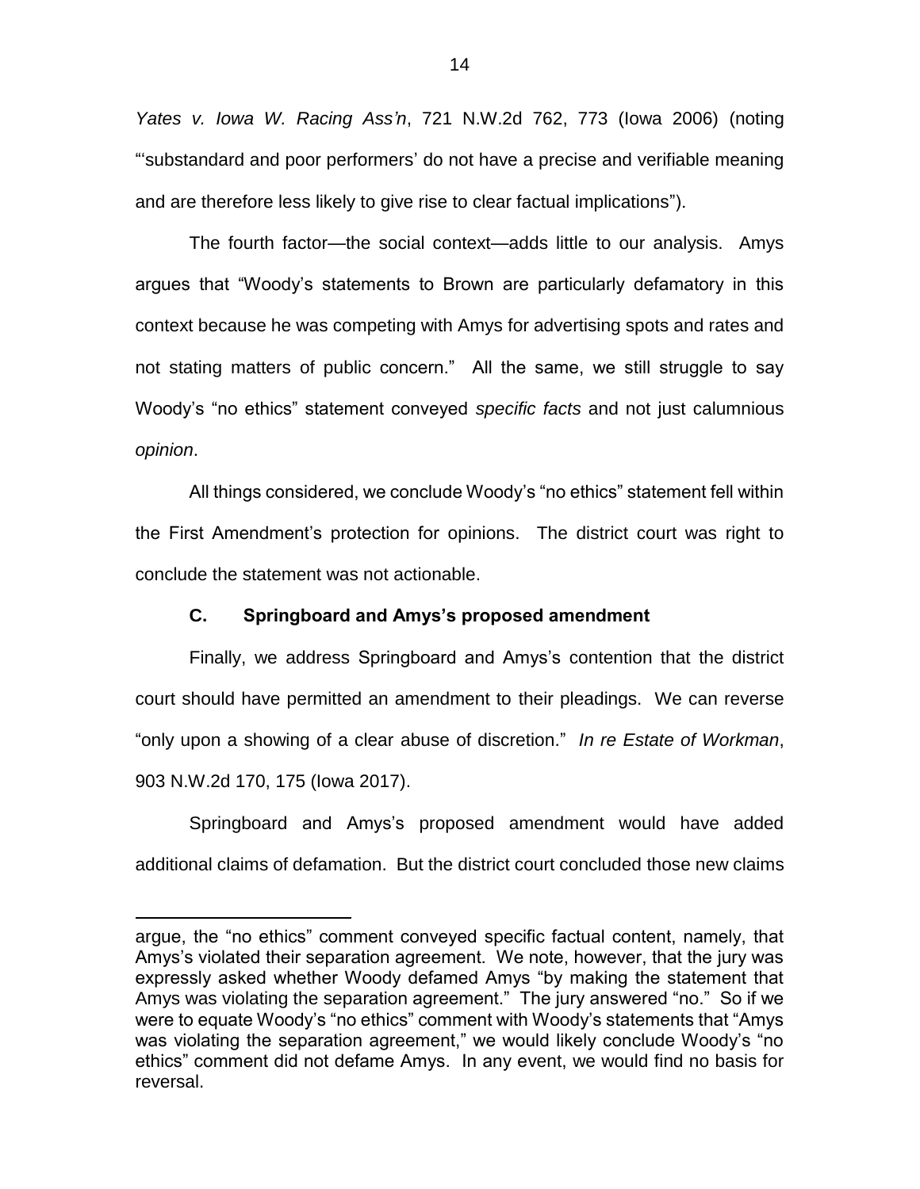*Yates v. Iowa W. Racing Ass'n*, 721 N.W.2d 762, 773 (Iowa 2006) (noting "'substandard and poor performers' do not have a precise and verifiable meaning and are therefore less likely to give rise to clear factual implications").

The fourth factor—the social context—adds little to our analysis. Amys argues that "Woody's statements to Brown are particularly defamatory in this context because he was competing with Amys for advertising spots and rates and not stating matters of public concern." All the same, we still struggle to say Woody's "no ethics" statement conveyed *specific facts* and not just calumnious *opinion*.

All things considered, we conclude Woody's "no ethics" statement fell within the First Amendment's protection for opinions. The district court was right to conclude the statement was not actionable.

### C. Springboard and Amys's proposed amendment

Finally, we address Springboard and Amys's contention that the district court should have permitted an amendment to their pleadings. We can reverse "only upon a showing of a clear abuse of discretion." *In re Estate of Workman*, 903 N.W.2d 170, 175 (Iowa 2017).

Springboard and Amys's proposed amendment would have added additional claims of defamation. But the district court concluded those new claims

---

argue, the "no ethics" comment conveyed specific factual content, namely, that Amys's violated their separation agreement. We note, however, that the jury was expressly asked whether Woody defamed Amys "by making the statement that Amys was violating the separation agreement." The jury answered "no." So if we were to equate Woody's "no ethics" comment with Woody's statements that "Amys was violating the separation agreement," we would likely conclude Woody's "no ethics" comment did not defame Amys. In any event, we would find no basis for reversal.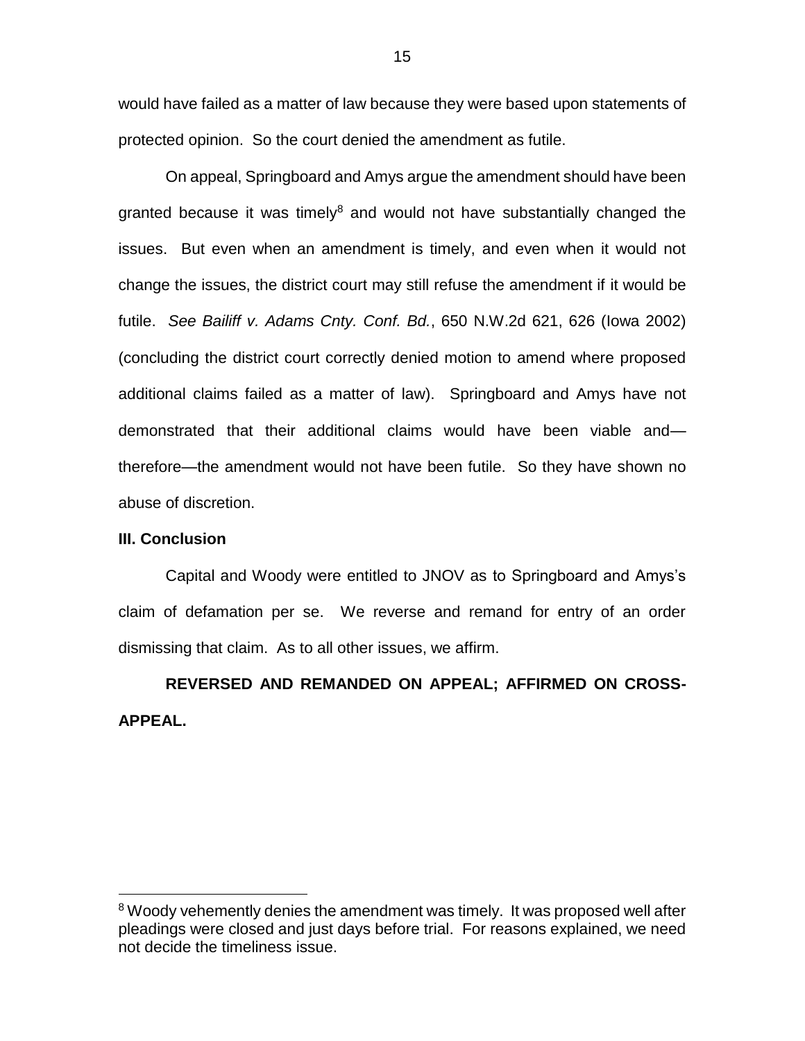would have failed as a matter of law because they were based upon statements of protected opinion. So the court denied the amendment as futile.

On appeal, Springboard and Amys argue the amendment should have been granted because it was timely[8] and would not have substantially changed the issues. But even when an amendment is timely, and even when it would not change the issues, the district court may still refuse the amendment if it would be futile. *See Bailiff v. Adams Cnty. Conf. Bd.*, 650 N.W.2d 621, 626 (Iowa 2002) (concluding the district court correctly denied motion to amend where proposed additional claims failed as a matter of law). Springboard and Amys have not demonstrated that their additional claims would have been viable and—therefore—the amendment would not have been futile. So they have shown no abuse of discretion.

## III. Conclusion

Capital and Woody were entitled to JNOV as to Springboard and Amys's claim of defamation per se. We reverse and remand for entry of an order dismissing that claim. As to all other issues, we affirm.

**REVERSED AND REMANDED ON APPEAL; AFFIRMED ON CROSS-APPEAL.**

---

[8] Woody vehemently denies the amendment was timely. It was proposed well after pleadings were closed and just days before trial. For reasons explained, we need not decide the timeliness issue.